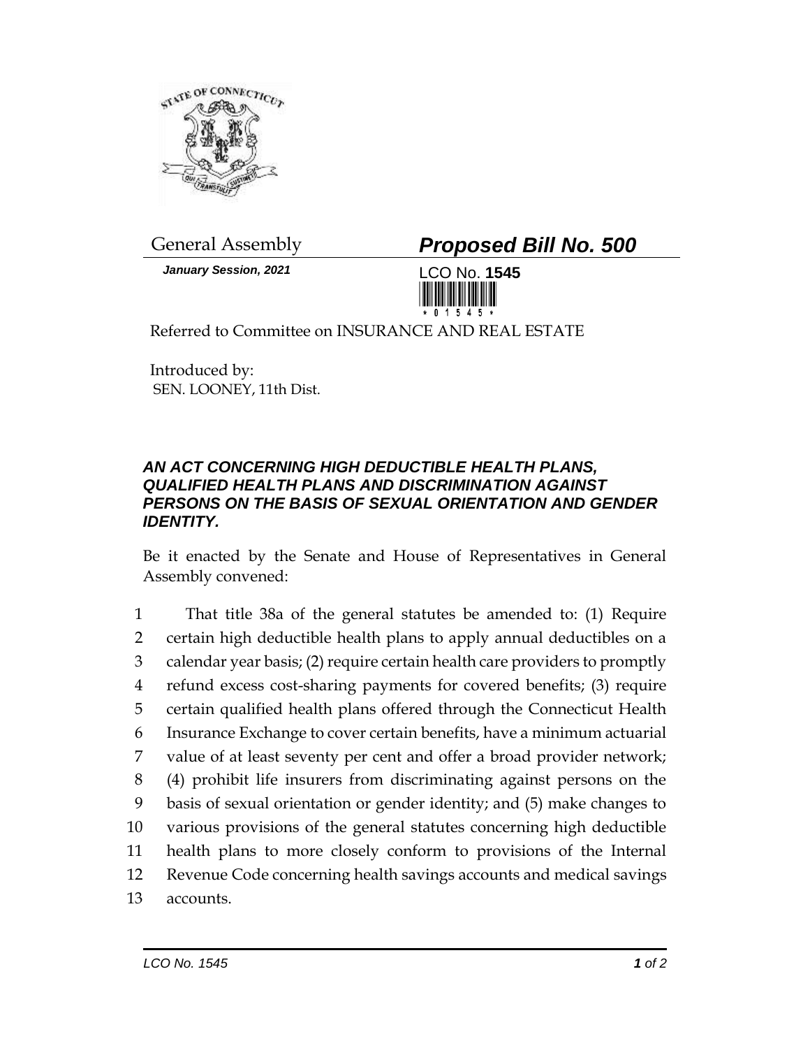General Assembly

***Proposed Bill No. 500***

*January Session, 2021*

LCO No. **1545**

Referred to Committee on INSURANCE AND REAL ESTATE

Introduced by:
SEN. LOONEY, 11th Dist.

### *AN ACT CONCERNING HIGH DEDUCTIBLE HEALTH PLANS, QUALIFIED HEALTH PLANS AND DISCRIMINATION AGAINST PERSONS ON THE BASIS OF SEXUAL ORIENTATION AND GENDER IDENTITY.*

Be it enacted by the Senate and House of Representatives in General Assembly convened:

1 That title 38a of the general statutes be amended to: (1) Require
2 certain high deductible health plans to apply annual deductibles on a
3 calendar year basis; (2) require certain health care providers to promptly
4 refund excess cost-sharing payments for covered benefits; (3) require
5 certain qualified health plans offered through the Connecticut Health
6 Insurance Exchange to cover certain benefits, have a minimum actuarial
7 value of at least seventy per cent and offer a broad provider network;
8 (4) prohibit life insurers from discriminating against persons on the
9 basis of sexual orientation or gender identity; and (5) make changes to
10 various provisions of the general statutes concerning high deductible
11 health plans to more closely conform to provisions of the Internal
12 Revenue Code concerning health savings accounts and medical savings
13 accounts.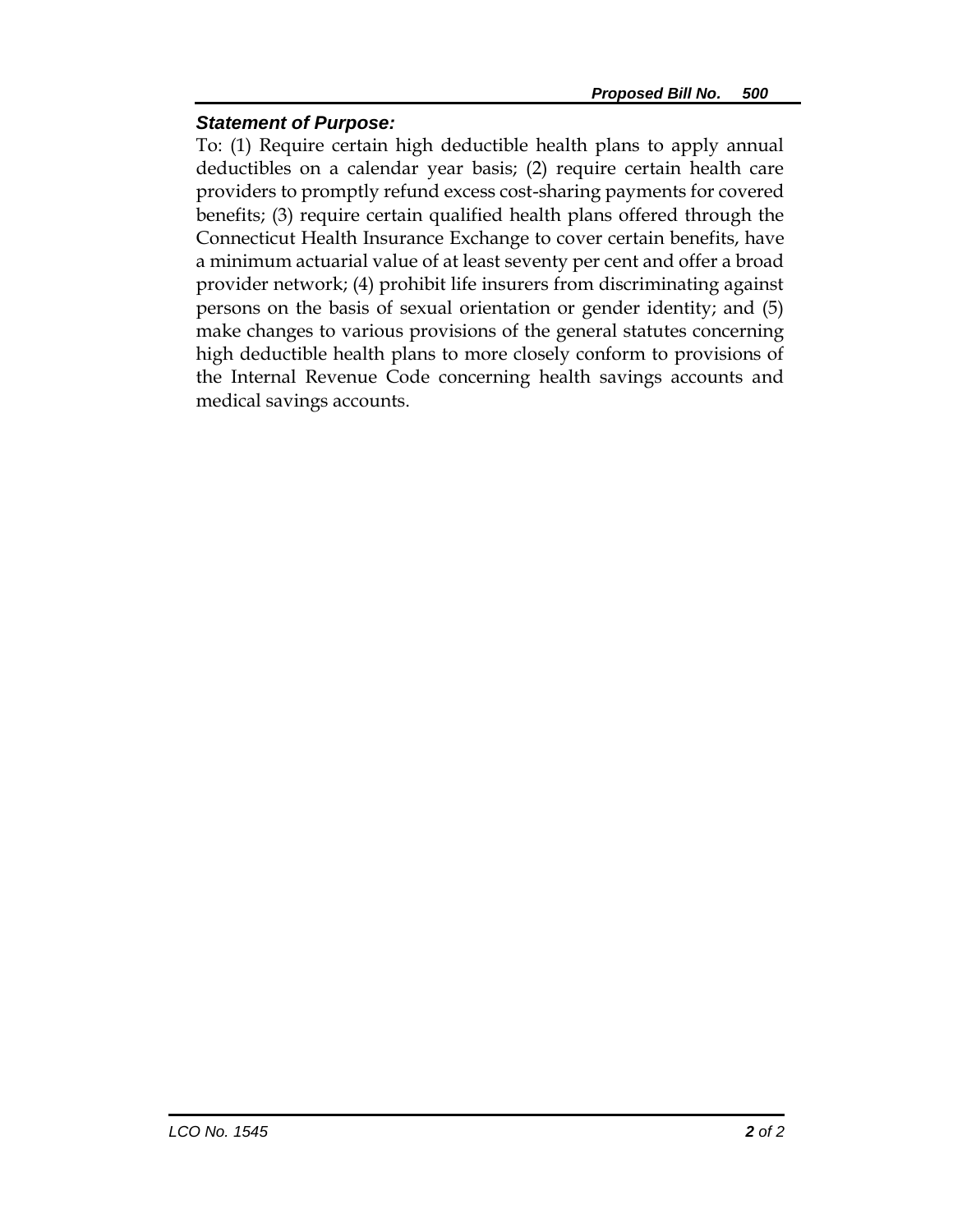***Statement of Purpose:***

To: (1) Require certain high deductible health plans to apply annual deductibles on a calendar year basis; (2) require certain health care providers to promptly refund excess cost-sharing payments for covered benefits; (3) require certain qualified health plans offered through the Connecticut Health Insurance Exchange to cover certain benefits, have a minimum actuarial value of at least seventy per cent and offer a broad provider network; (4) prohibit life insurers from discriminating against persons on the basis of sexual orientation or gender identity; and (5) make changes to various provisions of the general statutes concerning high deductible health plans to more closely conform to provisions of the Internal Revenue Code concerning health savings accounts and medical savings accounts.